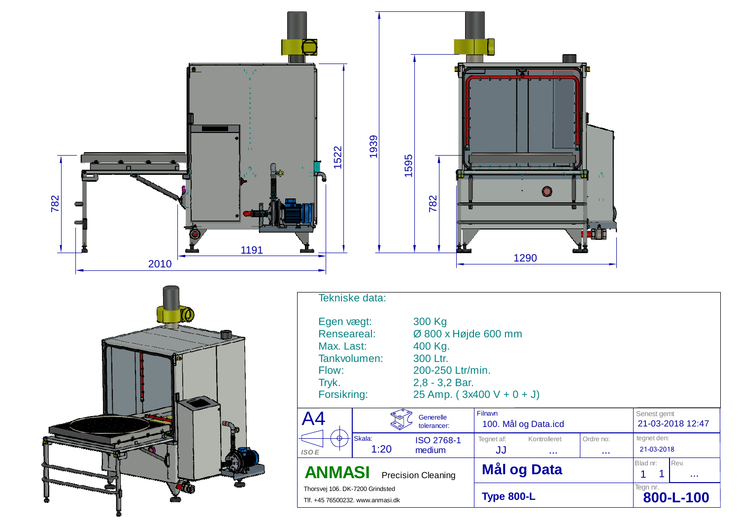Tekniske data:

| | |
|---|---|
| Egen vægt: | 300 Kg |
| Renseareal: | Ø 800 x Højde 600 mm |
| Max. Last: | 400 Kg. |
| Tankvolumen: | 300 Ltr. |
| Flow: | 200-250 Ltr/min. |
| Tryk. | 2,8 - 3,2 Bar. |
| Forsikring: | 25 Amp. ( 3x400 V + 0 + J) |

Dimensions: 2010, 1191, 782, 1522, 1939, 1595, 782, 1290

| | | | |
|---|---|---|---|
| A4 | Generelle tolerancer: | Filnavn: 100. Mål og Data.icd | Senest gemt: 21-03-2018 12:47 |
| ISO E | Skala: 1:20 — ISO 2768-1 medium | Tegnet af: JJ — Kontrolleret: ... — Ordre no: ... | tegnet den: 21-03-2018 |
| **ANMASI** Precision Cleaning | | **Mål og Data** | Blad nr: 1 1 — Rev. ... |
| Thorsvej 106. DK-7200 Grindsted<br>Tlf. +45 76500232. www.anmasi.dk | | **Type 800-L** | Tegn nr. **800-L-100** |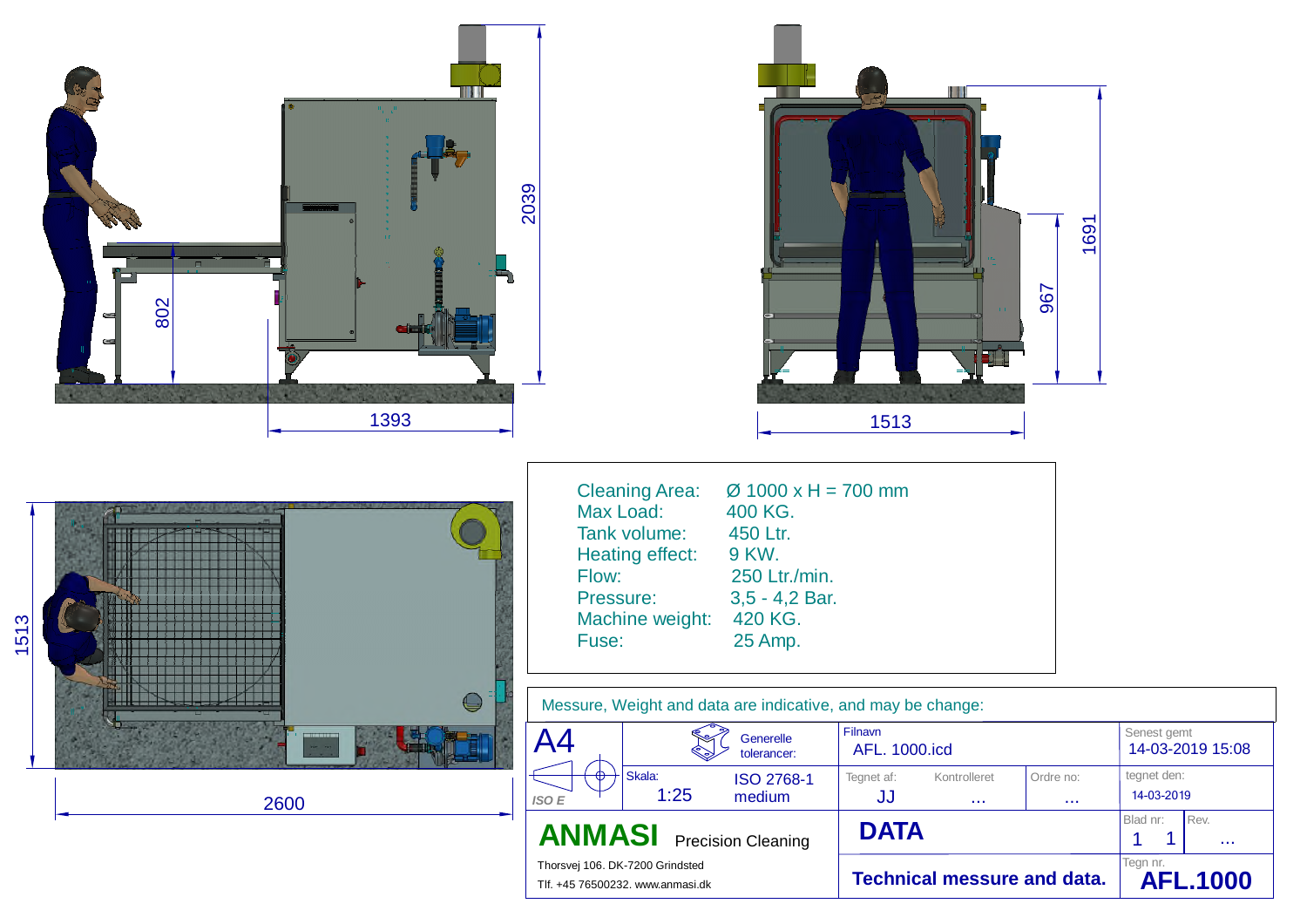802

1393

2039

1513

967

1691

1513

2600

Cleaning Area: Ø 1000 x H = 700 mm
Max Load: 400 KG.
Tank volume: 450 Ltr.
Heating effect: 9 KW.
Flow: 250 Ltr./min.
Pressure: 3,5 - 4,2 Bar.
Machine weight: 420 KG.
Fuse: 25 Amp.

Messure, Weight and data are indicative, and may be change:

| A4 | Generelle tolerancer: | Filnavn AFL. 1000.icd | | | Senest gemt 14-03-2019 15:08 | |
|---|---|---|---|---|---|---|
| ISO E | Skala: 1:25 ISO 2768-1 medium | Tegnet af: JJ | Kontrolleret ... | Ordre no: ... | tegnet den: 14-03-2019 | |
| **ANMASI** Precision Cleaning | | **DATA** | | | Blad nr: 1 1 | Rev. ... |
| Thorsvej 106. DK-7200 Grindsted Tlf. +45 76500232. www.anmasi.dk | | **Technical messure and data.** | | | Tegn nr. **AFL.1000** | |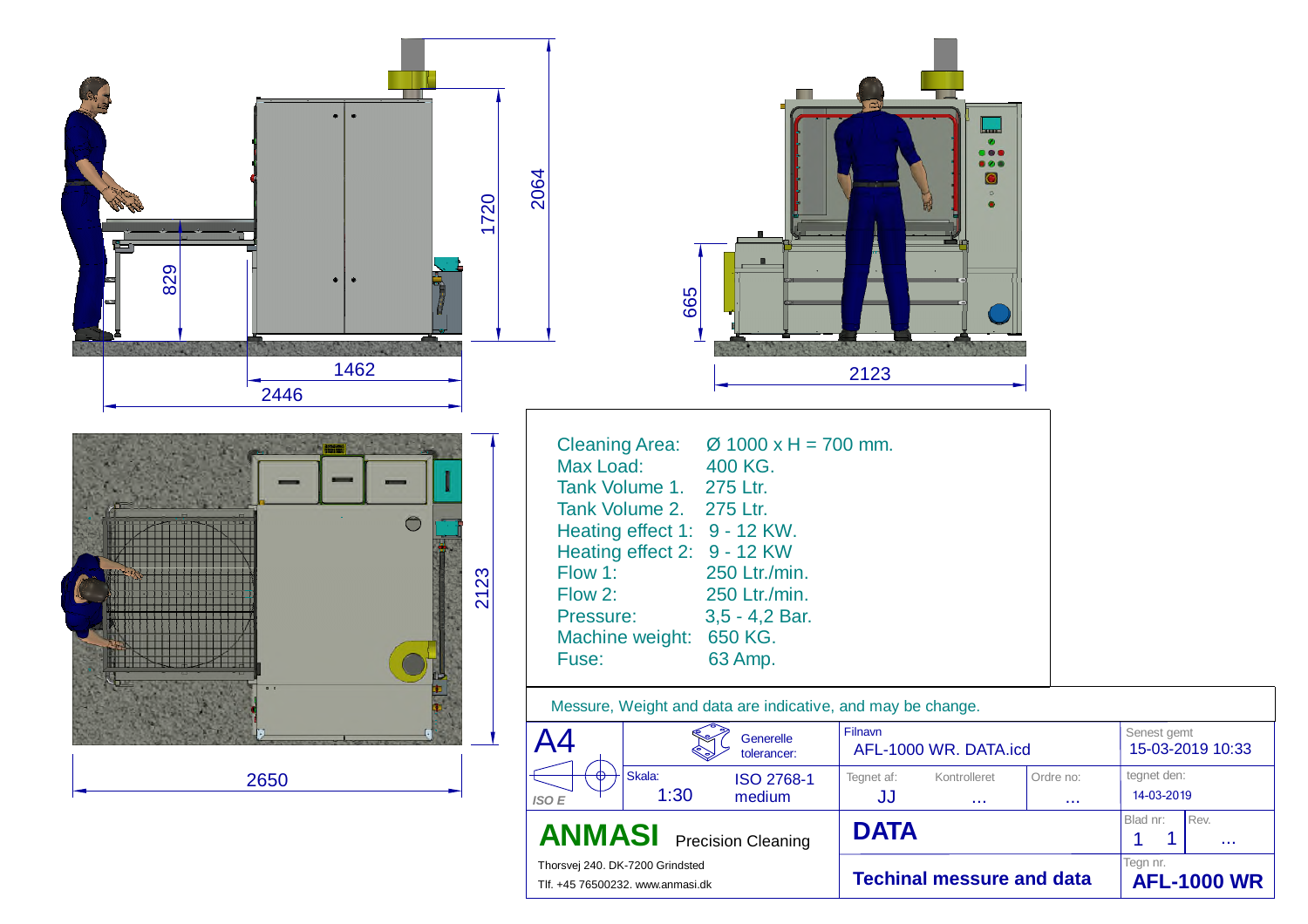829

1720

2064

1462

2446

665

2123

2123

2650

| | |
|---|---|
| Cleaning Area: | Ø 1000 x H = 700 mm. |
| Max Load: | 400 KG. |
| Tank Volume 1. | 275 Ltr. |
| Tank Volume 2. | 275 Ltr. |
| Heating effect 1: | 9 - 12 KW. |
| Heating effect 2: | 9 - 12 KW |
| Flow 1: | 250 Ltr./min. |
| Flow 2: | 250 Ltr./min. |
| Pressure: | 3,5 - 4,2 Bar. |
| Machine weight: | 650 KG. |
| Fuse: | 63 Amp. |

Messure, Weight and data are indicative, and may be change.

| | | | | | |
|---|---|---|---|---|---|
| A4 | Generelle tolerancer: | Filnavn AFL-1000 WR. DATA.icd | | | Senest gemt 15-03-2019 10:33 |
| ISO E | Skala: 1:30 ISO 2768-1 medium | Tegnet af: JJ | Kontrolleret ... | Ordre no: ... | tegnet den: 14-03-2019 |
| **ANMASI** Precision Cleaning | | **DATA** | | | Blad nr: 1 1 Rev. ... |
| Thorsvej 240. DK-7200 Grindsted Tlf. +45 76500232. www.anmasi.dk | | **Techinal messure and data** | | | Tegn nr. **AFL-1000 WR** |